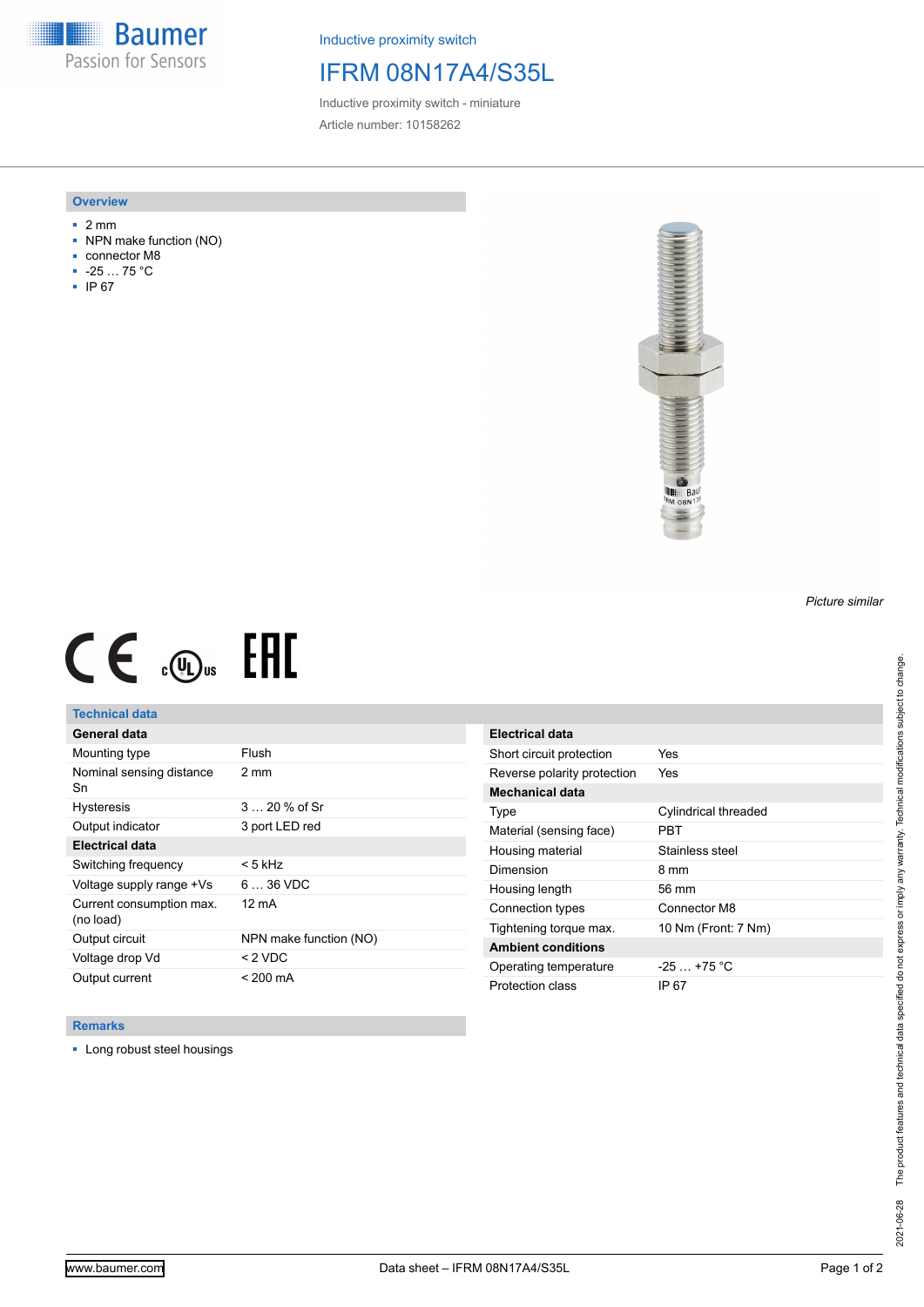Baumer
Passion for Sensors

Inductive proximity switch

# IFRM 08N17A4/S35L

Inductive proximity switch - miniature

Article number: 10158262

## Overview

- 2 mm
- NPN make function (NO)
- connector M8
- -25 … 75 °C
- IP 67

*Picture similar*

## Technical data

| General data | |
|---|---|
| Mounting type | Flush |
| Nominal sensing distance Sn | 2 mm |
| Hysteresis | 3 … 20 % of Sr |
| Output indicator | 3 port LED red |
| **Electrical data** | |
| Switching frequency | < 5 kHz |
| Voltage supply range +Vs | 6 … 36 VDC |
| Current consumption max. (no load) | 12 mA |
| Output circuit | NPN make function (NO) |
| Voltage drop Vd | < 2 VDC |
| Output current | < 200 mA |

| Electrical data | |
|---|---|
| Short circuit protection | Yes |
| Reverse polarity protection | Yes |
| **Mechanical data** | |
| Type | Cylindrical threaded |
| Material (sensing face) | PBT |
| Housing material | Stainless steel |
| Dimension | 8 mm |
| Housing length | 56 mm |
| Connection types | Connector M8 |
| Tightening torque max. | 10 Nm (Front: 7 Nm) |
| **Ambient conditions** | |
| Operating temperature | -25 … +75 °C |
| Protection class | IP 67 |

## Remarks

- Long robust steel housings

2021-06-28 The product features and technical data specified do not express or imply any warranty. Technical modifications subject to change.

www.baumer.com

Data sheet – IFRM 08N17A4/S35L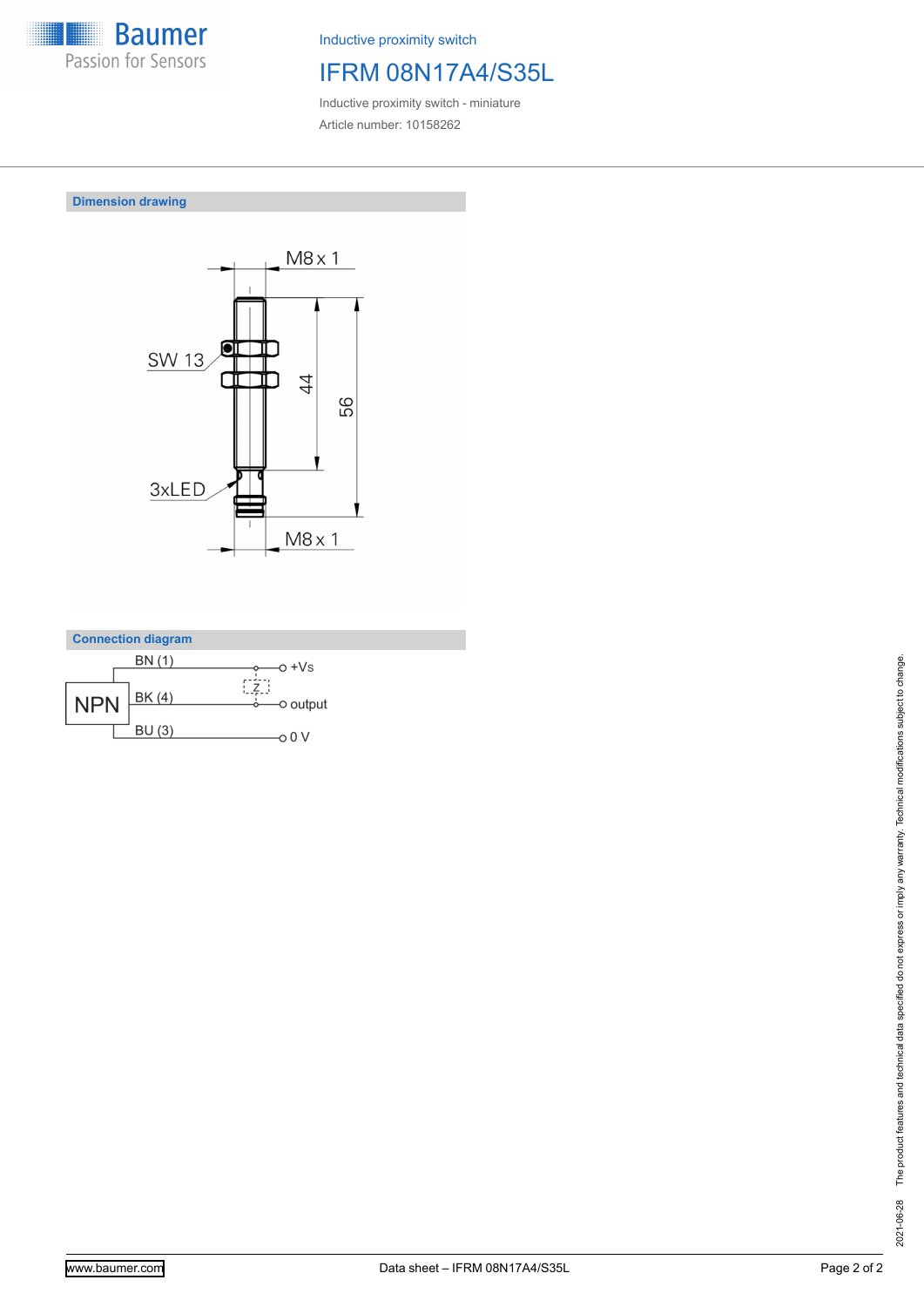Inductive proximity switch

# IFRM 08N17A4/S35L

Inductive proximity switch - miniature

Article number: 10158262

## Dimension drawing

M8 x 1

SW 13

44

56

3xLED

M8 x 1

## Connection diagram

NPN

BN (1) +Vs

BK (4) output

BU (3) 0 V

Z

2021-06-28 The product features and technical data specified do not express or imply any warranty. Technical modifications subject to change.